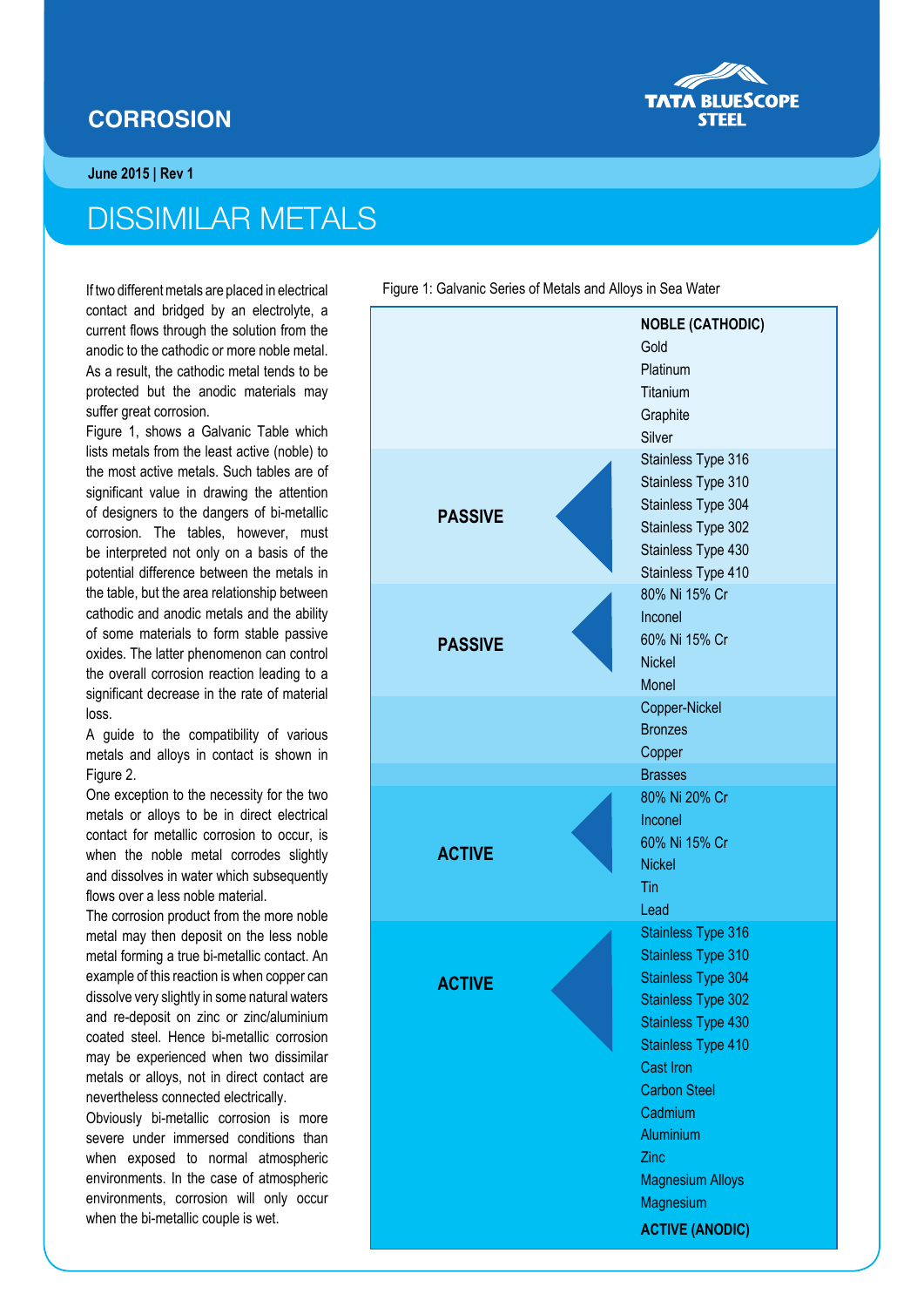# CORROSION

**June 2015 | Rev 1**

## DISSIMILAR METALS

If two different metals are placed in electrical contact and bridged by an electrolyte, a current flows through the solution from the anodic to the cathodic or more noble metal. As a result, the cathodic metal tends to be protected but the anodic materials may suffer great corrosion.

Figure 1, shows a Galvanic Table which lists metals from the least active (noble) to the most active metals. Such tables are of significant value in drawing the attention of designers to the dangers of bi-metallic corrosion. The tables, however, must be interpreted not only on a basis of the potential difference between the metals in the table, but the area relationship between cathodic and anodic metals and the ability of some materials to form stable passive oxides. The latter phenomenon can control the overall corrosion reaction leading to a significant decrease in the rate of material loss.

A guide to the compatibility of various metals and alloys in contact is shown in Figure 2.

One exception to the necessity for the two metals or alloys to be in direct electrical contact for metallic corrosion to occur, is when the noble metal corrodes slightly and dissolves in water which subsequently flows over a less noble material.

The corrosion product from the more noble metal may then deposit on the less noble metal forming a true bi-metallic contact. An example of this reaction is when copper can dissolve very slightly in some natural waters and re-deposit on zinc or zinc/aluminium coated steel. Hence bi-metallic corrosion may be experienced when two dissimilar metals or alloys, not in direct contact are nevertheless connected electrically.

Obviously bi-metallic corrosion is more severe under immersed conditions than when exposed to normal atmospheric environments. In the case of atmospheric environments, corrosion will only occur when the bi-metallic couple is wet.

Figure 1: Galvanic Series of Metals and Alloys in Sea Water

| | |
|---|---|
| | **NOBLE (CATHODIC)** |
| | Gold |
| | Platinum |
| | Titanium |
| | Graphite |
| | Silver |
| **PASSIVE** | Stainless Type 316 |
| | Stainless Type 310 |
| | Stainless Type 304 |
| | Stainless Type 302 |
| | Stainless Type 430 |
| | Stainless Type 410 |
| **PASSIVE** | 80% Ni 15% Cr |
| | Inconel |
| | 60% Ni 15% Cr |
| | Nickel |
| | Monel |
| | Copper-Nickel |
| | Bronzes |
| | Copper |
| | Brasses |
| **ACTIVE** | 80% Ni 20% Cr |
| | Inconel |
| | 60% Ni 15% Cr |
| | Nickel |
| | Tin |
| | Lead |
| **ACTIVE** | Stainless Type 316 |
| | Stainless Type 310 |
| | Stainless Type 304 |
| | Stainless Type 302 |
| | Stainless Type 430 |
| | Stainless Type 410 |
| | Cast Iron |
| | Carbon Steel |
| | Cadmium |
| | Aluminium |
| | Zinc |
| | Magnesium Alloys |
| | Magnesium |
| | **ACTIVE (ANODIC)** |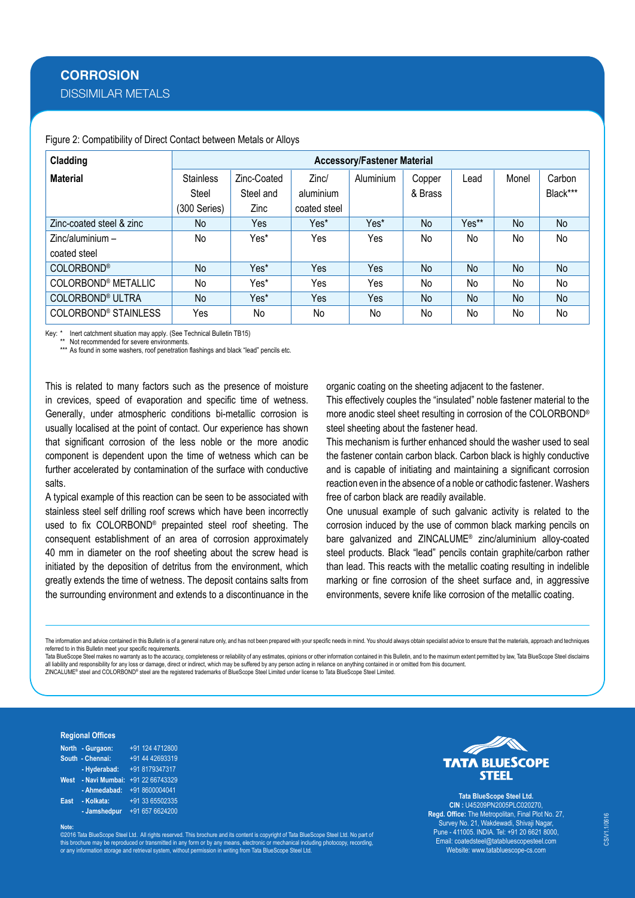## CORROSION

DISSIMILAR METALS

Figure 2: Compatibility of Direct Contact between Metals or Alloys

| Cladding Material | Accessory/Fastener Material | | | | | | | |
|---|---|---|---|---|---|---|---|---|
| | Stainless Steel (300 Series) | Zinc-Coated Steel and Zinc | Zinc/ aluminium coated steel | Aluminium | Copper & Brass | Lead | Monel | Carbon Black*** |
| Zinc-coated steel & zinc | No | Yes | Yes* | Yes* | No | Yes** | No | No |
| Zinc/aluminium – coated steel | No | Yes* | Yes | Yes | No | No | No | No |
| COLORBOND® | No | Yes* | Yes | Yes | No | No | No | No |
| COLORBOND® METALLIC | No | Yes* | Yes | Yes | No | No | No | No |
| COLORBOND® ULTRA | No | Yes* | Yes | Yes | No | No | No | No |
| COLORBOND® STAINLESS | Yes | No | No | No | No | No | No | No |

Key: * Inert catchment situation may apply. (See Technical Bulletin TB15)
** Not recommended for severe environments.
*** As found in some washers, roof penetration flashings and black "lead" pencils etc.

This is related to many factors such as the presence of moisture in crevices, speed of evaporation and specific time of wetness. Generally, under atmospheric conditions bi-metallic corrosion is usually localised at the point of contact. Our experience has shown that significant corrosion of the less noble or the more anodic component is dependent upon the time of wetness which can be further accelerated by contamination of the surface with conductive salts.

A typical example of this reaction can be seen to be associated with stainless steel self drilling roof screws which have been incorrectly used to fix COLORBOND® prepainted steel roof sheeting. The consequent establishment of an area of corrosion approximately 40 mm in diameter on the roof sheeting about the screw head is initiated by the deposition of detritus from the environment, which greatly extends the time of wetness. The deposit contains salts from the surrounding environment and extends to a discontinuance in the organic coating on the sheeting adjacent to the fastener.

This effectively couples the "insulated" noble fastener material to the more anodic steel sheet resulting in corrosion of the COLORBOND® steel sheeting about the fastener head.

This mechanism is further enhanced should the washer used to seal the fastener contain carbon black. Carbon black is highly conductive and is capable of initiating and maintaining a significant corrosion reaction even in the absence of a noble or cathodic fastener. Washers free of carbon black are readily available.

One unusual example of such galvanic activity is related to the corrosion induced by the use of common black marking pencils on bare galvanized and ZINCALUME® zinc/aluminium alloy-coated steel products. Black "lead" pencils contain graphite/carbon rather than lead. This reacts with the metallic coating resulting in indelible marking or fine corrosion of the sheet surface and, in aggressive environments, severe knife like corrosion of the metallic coating.

The information and advice contained in this Bulletin is of a general nature only, and has not been prepared with your specific needs in mind. You should always obtain specialist advice to ensure that the materials, approach and techniques referred to in this Bulletin meet your specific requirements.
Tata BlueScope Steel makes no warranty as to the accuracy, completeness or reliability of any estimates, opinions or other information contained in this Bulletin, and to the maximum extent permitted by law, Tata BlueScope Steel disclaims all liability and responsibility for any loss or damage, direct or indirect, which may be suffered by any person acting in reliance on anything contained in or omitted from this document.
ZINCALUME® steel and COLORBOND® steel are the registered trademarks of BlueScope Steel Limited under license to Tata BlueScope Steel Limited.

**Regional Offices**

| | | |
|---|---|---|
| **North** | **- Gurgaon:** | +91 124 4712800 |
| **South** | **- Chennai:** | +91 44 42693319 |
| | **- Hyderabad:** | +91 8179347317 |
| **West** | **- Navi Mumbai:** | +91 22 66743329 |
| | **- Ahmedabad:** | +91 8600004041 |
| **East** | **- Kolkata:** | +91 33 65502335 |
| | **- Jamshedpur** | +91 657 6624200 |

**Note:**
©2016 Tata BlueScope Steel Ltd. All rights reserved. This brochure and its content is copyright of Tata BlueScope Steel Ltd. No part of this brochure may be reproduced or transmitted in any form or by any means, electronic or mechanical including photocopy, recording, or any information storage and retrieval system, without permission in writing from Tata BlueScope Steel Ltd.

TATA BLUESCOPE STEEL

**Tata BlueScope Steel Ltd.**
**CIN :** U45209PN2005PLC020270,
**Regd. Office:** The Metropolitan, Final Plot No. 27, Survey No. 21, Wakdewadi, Shivaji Nagar, Pune - 411005. INDIA. Tel: +91 20 6621 8000,
Email: coatedsteel@tatabluescopesteel.com
Website: www.tatabluescope-cs.com

CS/V1.1/0616